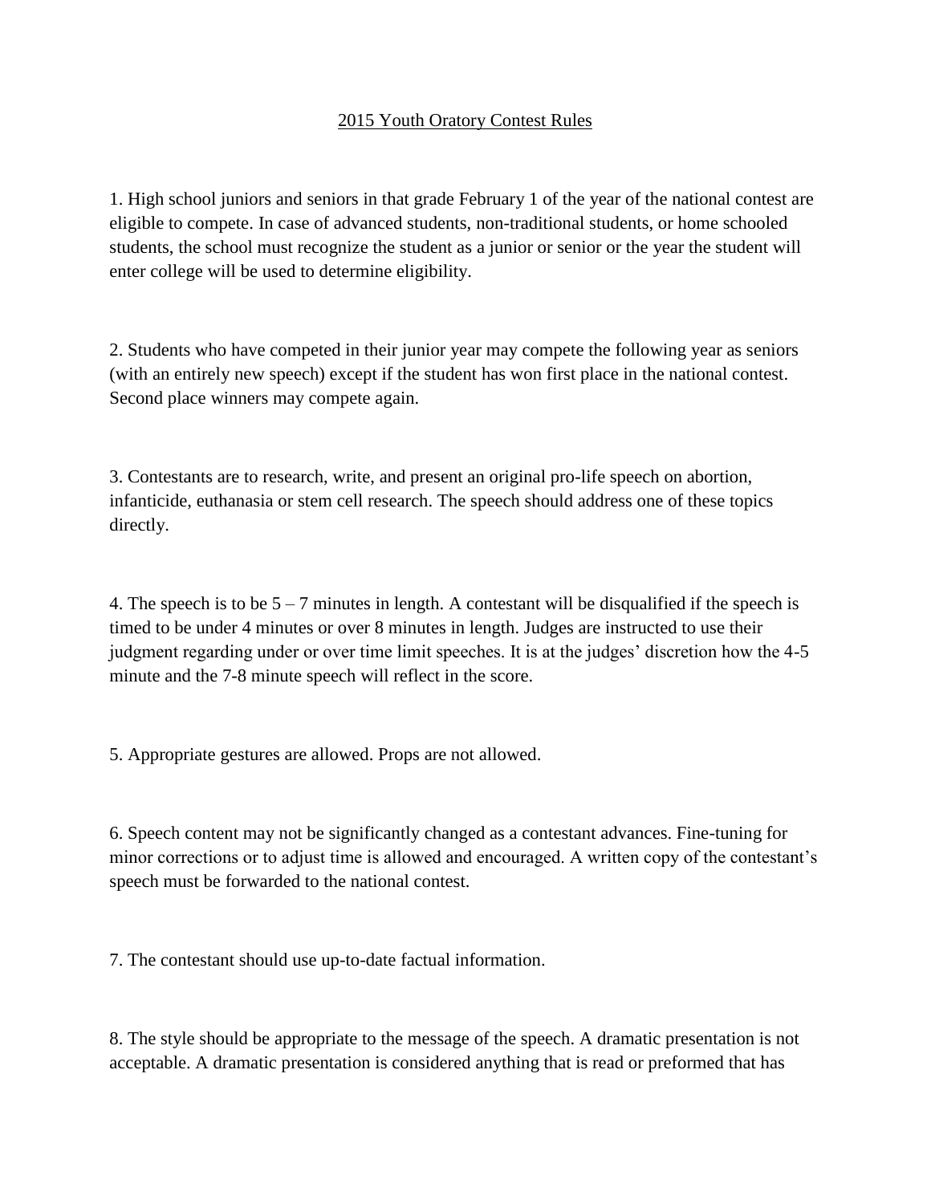# 2015 Youth Oratory Contest Rules

1. High school juniors and seniors in that grade February 1 of the year of the national contest are eligible to compete. In case of advanced students, non-traditional students, or home schooled students, the school must recognize the student as a junior or senior or the year the student will enter college will be used to determine eligibility.

2. Students who have competed in their junior year may compete the following year as seniors (with an entirely new speech) except if the student has won first place in the national contest. Second place winners may compete again.

3. Contestants are to research, write, and present an original pro-life speech on abortion, infanticide, euthanasia or stem cell research. The speech should address one of these topics directly.

4. The speech is to be 5 – 7 minutes in length. A contestant will be disqualified if the speech is timed to be under 4 minutes or over 8 minutes in length. Judges are instructed to use their judgment regarding under or over time limit speeches. It is at the judges' discretion how the 4-5 minute and the 7-8 minute speech will reflect in the score.

5. Appropriate gestures are allowed. Props are not allowed.

6. Speech content may not be significantly changed as a contestant advances. Fine-tuning for minor corrections or to adjust time is allowed and encouraged. A written copy of the contestant's speech must be forwarded to the national contest.

7. The contestant should use up-to-date factual information.

8. The style should be appropriate to the message of the speech. A dramatic presentation is not acceptable. A dramatic presentation is considered anything that is read or preformed that has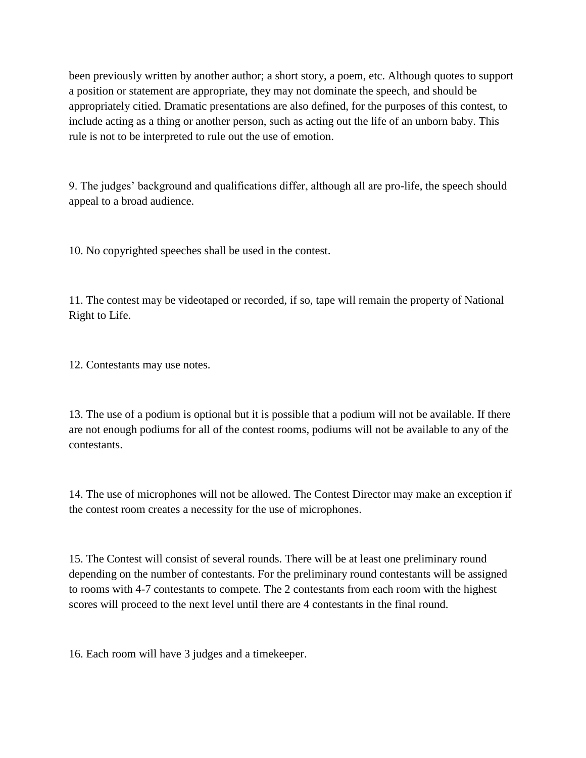been previously written by another author; a short story, a poem, etc. Although quotes to support a position or statement are appropriate, they may not dominate the speech, and should be appropriately citied. Dramatic presentations are also defined, for the purposes of this contest, to include acting as a thing or another person, such as acting out the life of an unborn baby. This rule is not to be interpreted to rule out the use of emotion.

9. The judges' background and qualifications differ, although all are pro-life, the speech should appeal to a broad audience.

10. No copyrighted speeches shall be used in the contest.

11. The contest may be videotaped or recorded, if so, tape will remain the property of National Right to Life.

12. Contestants may use notes.

13. The use of a podium is optional but it is possible that a podium will not be available. If there are not enough podiums for all of the contest rooms, podiums will not be available to any of the contestants.

14. The use of microphones will not be allowed. The Contest Director may make an exception if the contest room creates a necessity for the use of microphones.

15. The Contest will consist of several rounds. There will be at least one preliminary round depending on the number of contestants. For the preliminary round contestants will be assigned to rooms with 4-7 contestants to compete. The 2 contestants from each room with the highest scores will proceed to the next level until there are 4 contestants in the final round.

16. Each room will have 3 judges and a timekeeper.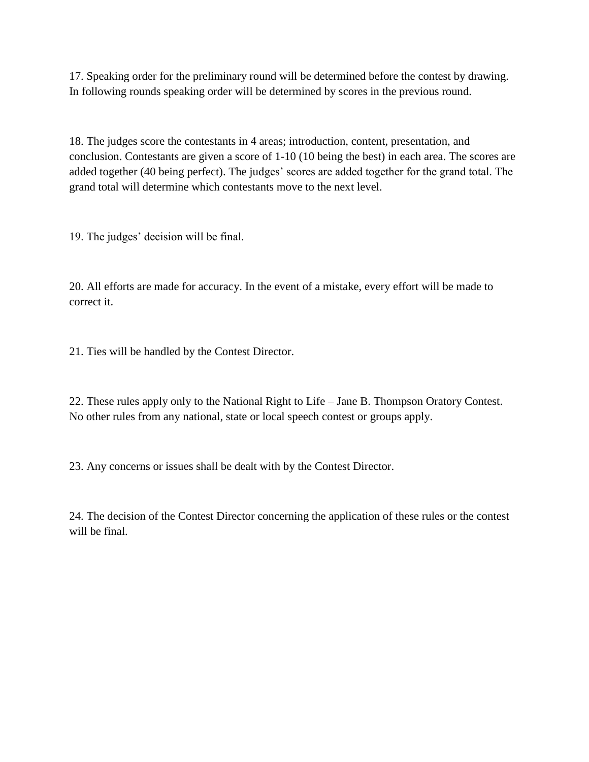17. Speaking order for the preliminary round will be determined before the contest by drawing. In following rounds speaking order will be determined by scores in the previous round.

18. The judges score the contestants in 4 areas; introduction, content, presentation, and conclusion. Contestants are given a score of 1-10 (10 being the best) in each area. The scores are added together (40 being perfect). The judges' scores are added together for the grand total. The grand total will determine which contestants move to the next level.

19. The judges' decision will be final.

20. All efforts are made for accuracy. In the event of a mistake, every effort will be made to correct it.

21. Ties will be handled by the Contest Director.

22. These rules apply only to the National Right to Life – Jane B. Thompson Oratory Contest. No other rules from any national, state or local speech contest or groups apply.

23. Any concerns or issues shall be dealt with by the Contest Director.

24. The decision of the Contest Director concerning the application of these rules or the contest will be final.